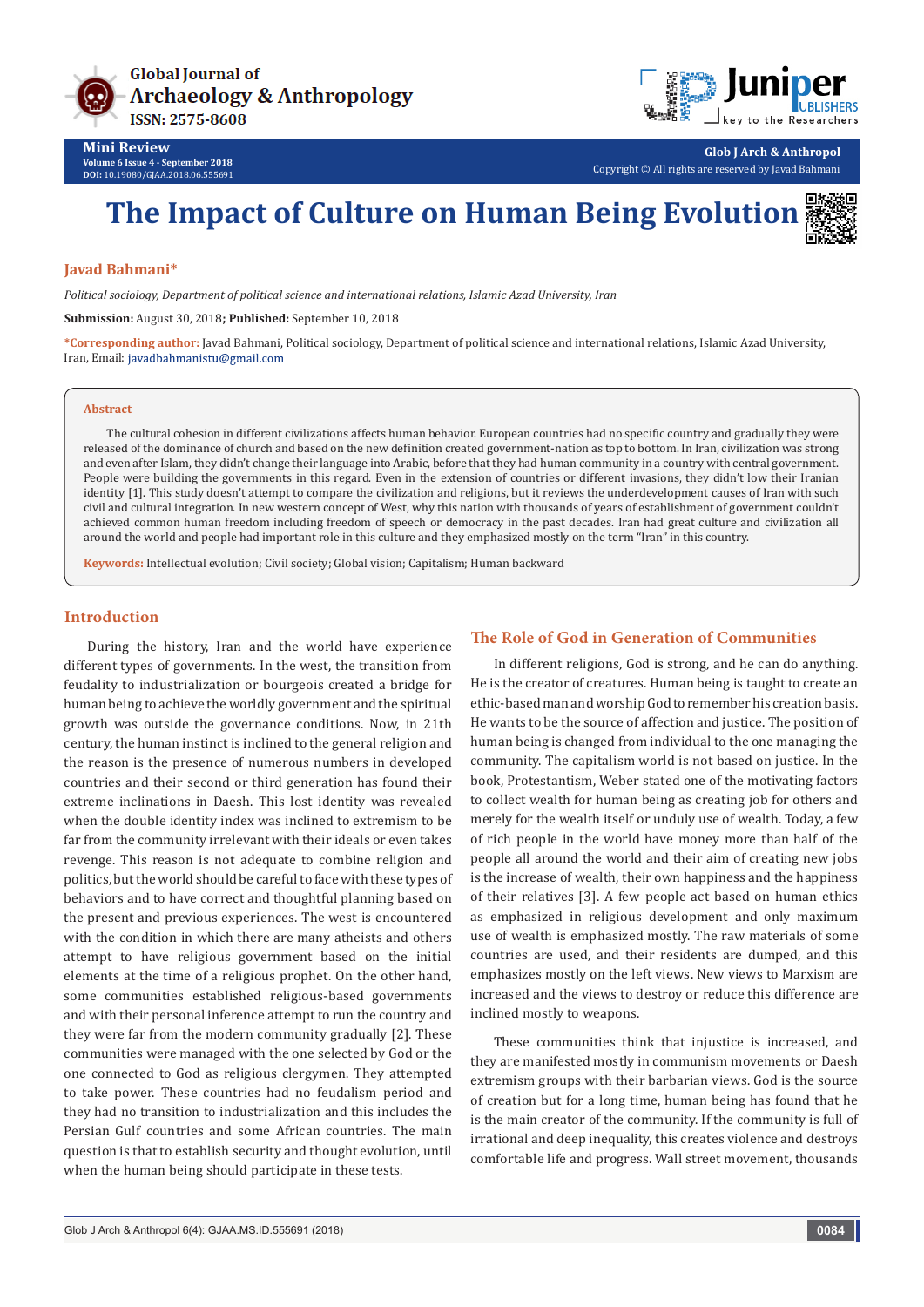Global Journal of Archaeology & Anthropology
ISSN: 2575-8608

**Mini Review**
Volume 6 Issue 4 - September 2018
DOI: 10.19080/GJAA.2018.06.555691

**Glob J Arch & Anthropol**
Copyright © All rights are reserved by Javad Bahmani

# The Impact of Culture on Human Being Evolution

**Javad Bahmani***

*Political sociology, Department of political science and international relations, Islamic Azad University, Iran*

**Submission:** August 30, 2018; **Published:** September 10, 2018

***Corresponding author:** Javad Bahmani, Political sociology, Department of political science and international relations, Islamic Azad University, Iran, Email: javadbahmanistu@gmail.com

## Abstract

The cultural cohesion in different civilizations affects human behavior. European countries had no specific country and gradually they were released of the dominance of church and based on the new definition created government-nation as top to bottom. In Iran, civilization was strong and even after Islam, they didn't change their language into Arabic, before that they had human community in a country with central government. People were building the governments in this regard. Even in the extension of countries or different invasions, they didn't low their Iranian identity [1]. This study doesn't attempt to compare the civilization and religions, but it reviews the underdevelopment causes of Iran with such civil and cultural integration. In new western concept of West, why this nation with thousands of years of establishment of government couldn't achieved common human freedom including freedom of speech or democracy in the past decades. Iran had great culture and civilization all around the world and people had important role in this culture and they emphasized mostly on the term "Iran" in this country.

**Keywords:** Intellectual evolution; Civil society; Global vision; Capitalism; Human backward

## Introduction

During the history, Iran and the world have experience different types of governments. In the west, the transition from feudality to industrialization or bourgeois created a bridge for human being to achieve the worldly government and the spiritual growth was outside the governance conditions. Now, in 21th century, the human instinct is inclined to the general religion and the reason is the presence of numerous numbers in developed countries and their second or third generation has found their extreme inclinations in Daesh. This lost identity was revealed when the double identity index was inclined to extremism to be far from the community irrelevant with their ideals or even takes revenge. This reason is not adequate to combine religion and politics, but the world should be careful to face with these types of behaviors and to have correct and thoughtful planning based on the present and previous experiences. The west is encountered with the condition in which there are many atheists and others attempt to have religious government based on the initial elements at the time of a religious prophet. On the other hand, some communities established religious-based governments and with their personal inference attempt to run the country and they were far from the modern community gradually [2]. These communities were managed with the one selected by God or the one connected to God as religious clergymen. They attempted to take power. These countries had no feudalism period and they had no transition to industrialization and this includes the Persian Gulf countries and some African countries. The main question is that to establish security and thought evolution, until when the human being should participate in these tests.

## The Role of God in Generation of Communities

In different religions, God is strong, and he can do anything. He is the creator of creatures. Human being is taught to create an ethic-based man and worship God to remember his creation basis. He wants to be the source of affection and justice. The position of human being is changed from individual to the one managing the community. The capitalism world is not based on justice. In the book, Protestantism, Weber stated one of the motivating factors to collect wealth for human being as creating job for others and merely for the wealth itself or unduly use of wealth. Today, a few of rich people in the world have money more than half of the people all around the world and their aim of creating new jobs is the increase of wealth, their own happiness and the happiness of their relatives [3]. A few people act based on human ethics as emphasized in religious development and only maximum use of wealth is emphasized mostly. The raw materials of some countries are used, and their residents are dumped, and this emphasizes mostly on the left views. New views to Marxism are increased and the views to destroy or reduce this difference are inclined mostly to weapons.

These communities think that injustice is increased, and they are manifested mostly in communism movements or Daesh extremism groups with their barbarian views. God is the source of creation but for a long time, human being has found that he is the main creator of the community. If the community is full of irrational and deep inequality, this creates violence and destroys comfortable life and progress. Wall street movement, thousands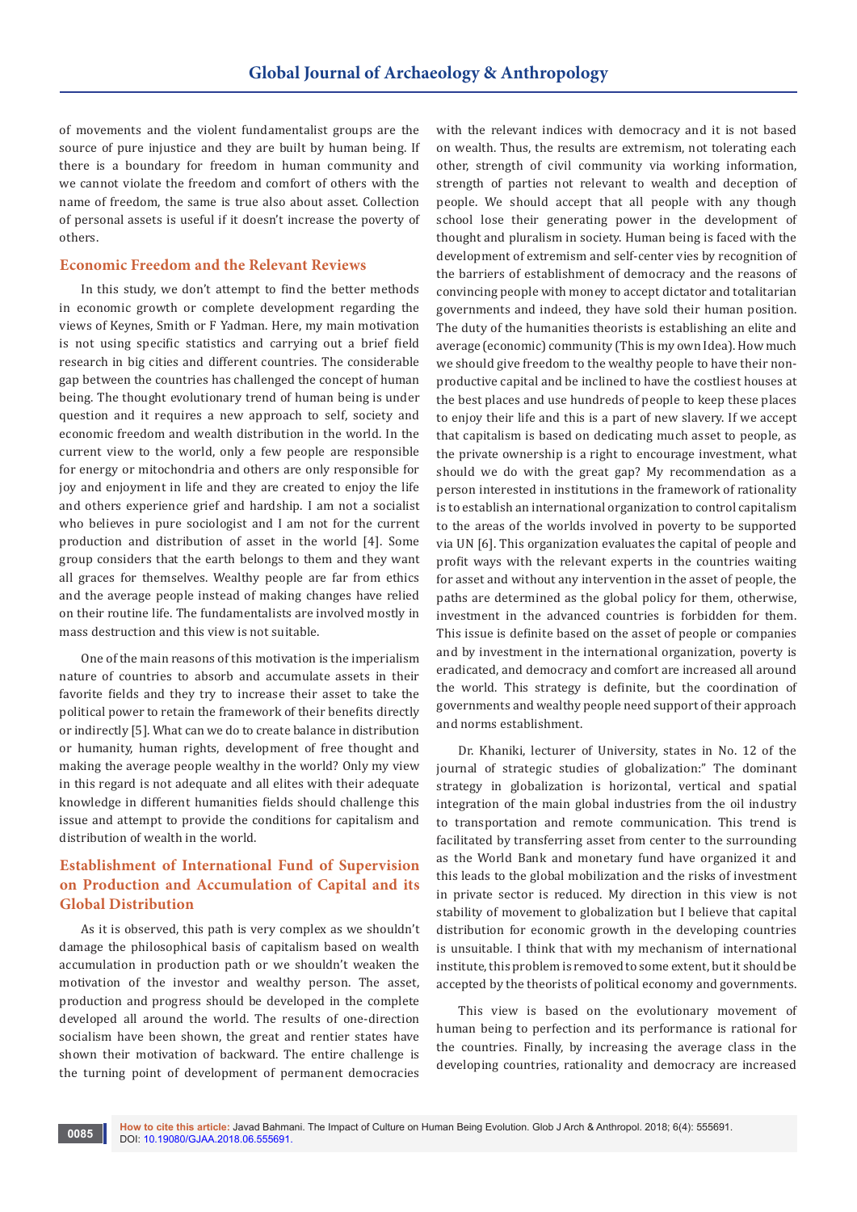of movements and the violent fundamentalist groups are the source of pure injustice and they are built by human being. If there is a boundary for freedom in human community and we cannot violate the freedom and comfort of others with the name of freedom, the same is true also about asset. Collection of personal assets is useful if it doesn't increase the poverty of others.

## Economic Freedom and the Relevant Reviews

In this study, we don't attempt to find the better methods in economic growth or complete development regarding the views of Keynes, Smith or F Yadman. Here, my main motivation is not using specific statistics and carrying out a brief field research in big cities and different countries. The considerable gap between the countries has challenged the concept of human being. The thought evolutionary trend of human being is under question and it requires a new approach to self, society and economic freedom and wealth distribution in the world. In the current view to the world, only a few people are responsible for energy or mitochondria and others are only responsible for joy and enjoyment in life and they are created to enjoy the life and others experience grief and hardship. I am not a socialist who believes in pure sociologist and I am not for the current production and distribution of asset in the world [4]. Some group considers that the earth belongs to them and they want all graces for themselves. Wealthy people are far from ethics and the average people instead of making changes have relied on their routine life. The fundamentalists are involved mostly in mass destruction and this view is not suitable.

One of the main reasons of this motivation is the imperialism nature of countries to absorb and accumulate assets in their favorite fields and they try to increase their asset to take the political power to retain the framework of their benefits directly or indirectly [5]. What can we do to create balance in distribution or humanity, human rights, development of free thought and making the average people wealthy in the world? Only my view in this regard is not adequate and all elites with their adequate knowledge in different humanities fields should challenge this issue and attempt to provide the conditions for capitalism and distribution of wealth in the world.

## Establishment of International Fund of Supervision on Production and Accumulation of Capital and its Global Distribution

As it is observed, this path is very complex as we shouldn't damage the philosophical basis of capitalism based on wealth accumulation in production path or we shouldn't weaken the motivation of the investor and wealthy person. The asset, production and progress should be developed in the complete developed all around the world. The results of one-direction socialism have been shown, the great and rentier states have shown their motivation of backward. The entire challenge is the turning point of development of permanent democracies with the relevant indices with democracy and it is not based on wealth. Thus, the results are extremism, not tolerating each other, strength of civil community via working information, strength of parties not relevant to wealth and deception of people. We should accept that all people with any though school lose their generating power in the development of thought and pluralism in society. Human being is faced with the development of extremism and self-center vies by recognition of the barriers of establishment of democracy and the reasons of convincing people with money to accept dictator and totalitarian governments and indeed, they have sold their human position. The duty of the humanities theorists is establishing an elite and average (economic) community (This is my own Idea). How much we should give freedom to the wealthy people to have their non-productive capital and be inclined to have the costliest houses at the best places and use hundreds of people to keep these places to enjoy their life and this is a part of new slavery. If we accept that capitalism is based on dedicating much asset to people, as the private ownership is a right to encourage investment, what should we do with the great gap? My recommendation as a person interested in institutions in the framework of rationality is to establish an international organization to control capitalism to the areas of the worlds involved in poverty to be supported via UN [6]. This organization evaluates the capital of people and profit ways with the relevant experts in the countries waiting for asset and without any intervention in the asset of people, the paths are determined as the global policy for them, otherwise, investment in the advanced countries is forbidden for them. This issue is definite based on the asset of people or companies and by investment in the international organization, poverty is eradicated, and democracy and comfort are increased all around the world. This strategy is definite, but the coordination of governments and wealthy people need support of their approach and norms establishment.

Dr. Khaniki, lecturer of University, states in No. 12 of the journal of strategic studies of globalization:" The dominant strategy in globalization is horizontal, vertical and spatial integration of the main global industries from the oil industry to transportation and remote communication. This trend is facilitated by transferring asset from center to the surrounding as the World Bank and monetary fund have organized it and this leads to the global mobilization and the risks of investment in private sector is reduced. My direction in this view is not stability of movement to globalization but I believe that capital distribution for economic growth in the developing countries is unsuitable. I think that with my mechanism of international institute, this problem is removed to some extent, but it should be accepted by the theorists of political economy and governments.

This view is based on the evolutionary movement of human being to perfection and its performance is rational for the countries. Finally, by increasing the average class in the developing countries, rationality and democracy are increased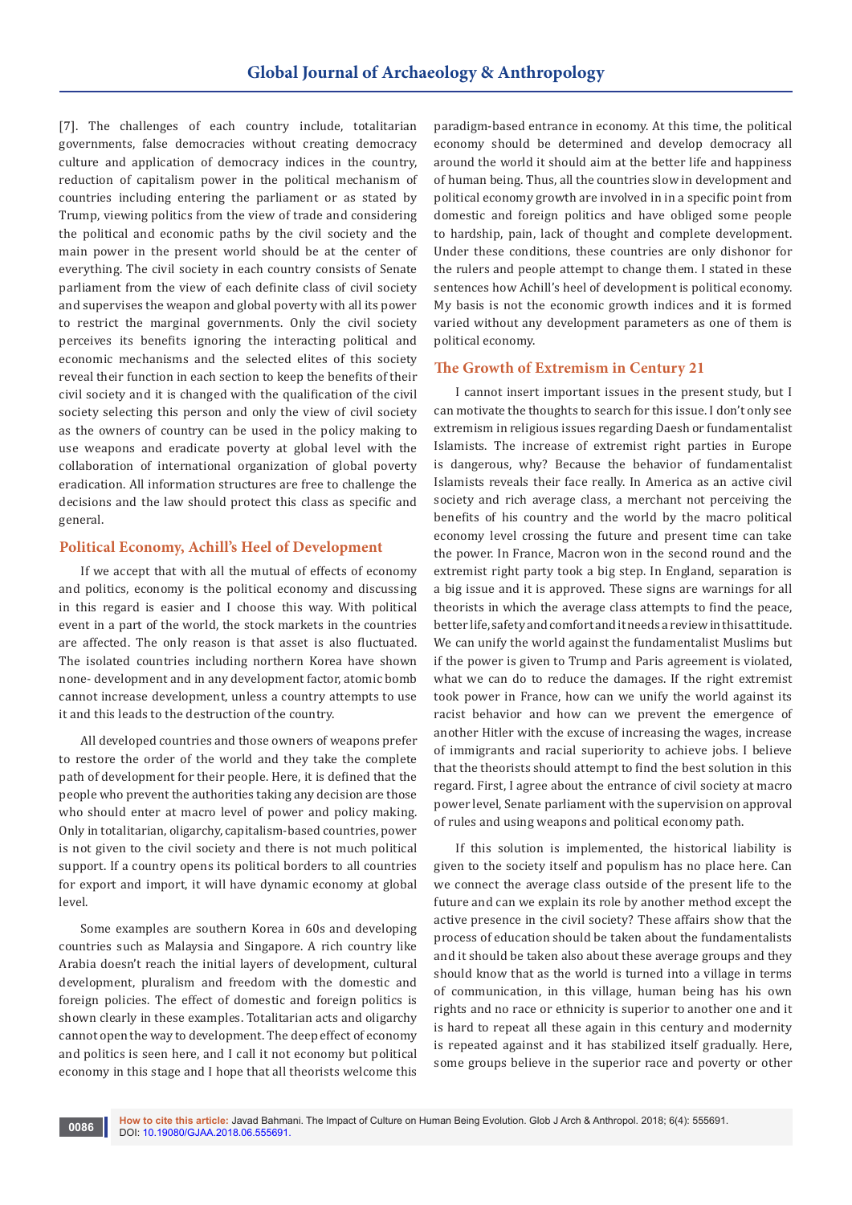[7]. The challenges of each country include, totalitarian governments, false democracies without creating democracy culture and application of democracy indices in the country, reduction of capitalism power in the political mechanism of countries including entering the parliament or as stated by Trump, viewing politics from the view of trade and considering the political and economic paths by the civil society and the main power in the present world should be at the center of everything. The civil society in each country consists of Senate parliament from the view of each definite class of civil society and supervises the weapon and global poverty with all its power to restrict the marginal governments. Only the civil society perceives its benefits ignoring the interacting political and economic mechanisms and the selected elites of this society reveal their function in each section to keep the benefits of their civil society and it is changed with the qualification of the civil society selecting this person and only the view of civil society as the owners of country can be used in the policy making to use weapons and eradicate poverty at global level with the collaboration of international organization of global poverty eradication. All information structures are free to challenge the decisions and the law should protect this class as specific and general.

## Political Economy, Achill's Heel of Development

If we accept that with all the mutual of effects of economy and politics, economy is the political economy and discussing in this regard is easier and I choose this way. With political event in a part of the world, the stock markets in the countries are affected. The only reason is that asset is also fluctuated. The isolated countries including northern Korea have shown none- development and in any development factor, atomic bomb cannot increase development, unless a country attempts to use it and this leads to the destruction of the country.

All developed countries and those owners of weapons prefer to restore the order of the world and they take the complete path of development for their people. Here, it is defined that the people who prevent the authorities taking any decision are those who should enter at macro level of power and policy making. Only in totalitarian, oligarchy, capitalism-based countries, power is not given to the civil society and there is not much political support. If a country opens its political borders to all countries for export and import, it will have dynamic economy at global level.

Some examples are southern Korea in 60s and developing countries such as Malaysia and Singapore. A rich country like Arabia doesn't reach the initial layers of development, cultural development, pluralism and freedom with the domestic and foreign policies. The effect of domestic and foreign politics is shown clearly in these examples. Totalitarian acts and oligarchy cannot open the way to development. The deep effect of economy and politics is seen here, and I call it not economy but political economy in this stage and I hope that all theorists welcome this paradigm-based entrance in economy. At this time, the political economy should be determined and develop democracy all around the world it should aim at the better life and happiness of human being. Thus, all the countries slow in development and political economy growth are involved in in a specific point from domestic and foreign politics and have obliged some people to hardship, pain, lack of thought and complete development. Under these conditions, these countries are only dishonor for the rulers and people attempt to change them. I stated in these sentences how Achill's heel of development is political economy. My basis is not the economic growth indices and it is formed varied without any development parameters as one of them is political economy.

## The Growth of Extremism in Century 21

I cannot insert important issues in the present study, but I can motivate the thoughts to search for this issue. I don't only see extremism in religious issues regarding Daesh or fundamentalist Islamists. The increase of extremist right parties in Europe is dangerous, why? Because the behavior of fundamentalist Islamists reveals their face really. In America as an active civil society and rich average class, a merchant not perceiving the benefits of his country and the world by the macro political economy level crossing the future and present time can take the power. In France, Macron won in the second round and the extremist right party took a big step. In England, separation is a big issue and it is approved. These signs are warnings for all theorists in which the average class attempts to find the peace, better life, safety and comfort and it needs a review in this attitude. We can unify the world against the fundamentalist Muslims but if the power is given to Trump and Paris agreement is violated, what we can do to reduce the damages. If the right extremist took power in France, how can we unify the world against its racist behavior and how can we prevent the emergence of another Hitler with the excuse of increasing the wages, increase of immigrants and racial superiority to achieve jobs. I believe that the theorists should attempt to find the best solution in this regard. First, I agree about the entrance of civil society at macro power level, Senate parliament with the supervision on approval of rules and using weapons and political economy path.

If this solution is implemented, the historical liability is given to the society itself and populism has no place here. Can we connect the average class outside of the present life to the future and can we explain its role by another method except the active presence in the civil society? These affairs show that the process of education should be taken about the fundamentalists and it should be taken also about these average groups and they should know that as the world is turned into a village in terms of communication, in this village, human being has his own rights and no race or ethnicity is superior to another one and it is hard to repeat all these again in this century and modernity is repeated against and it has stabilized itself gradually. Here, some groups believe in the superior race and poverty or other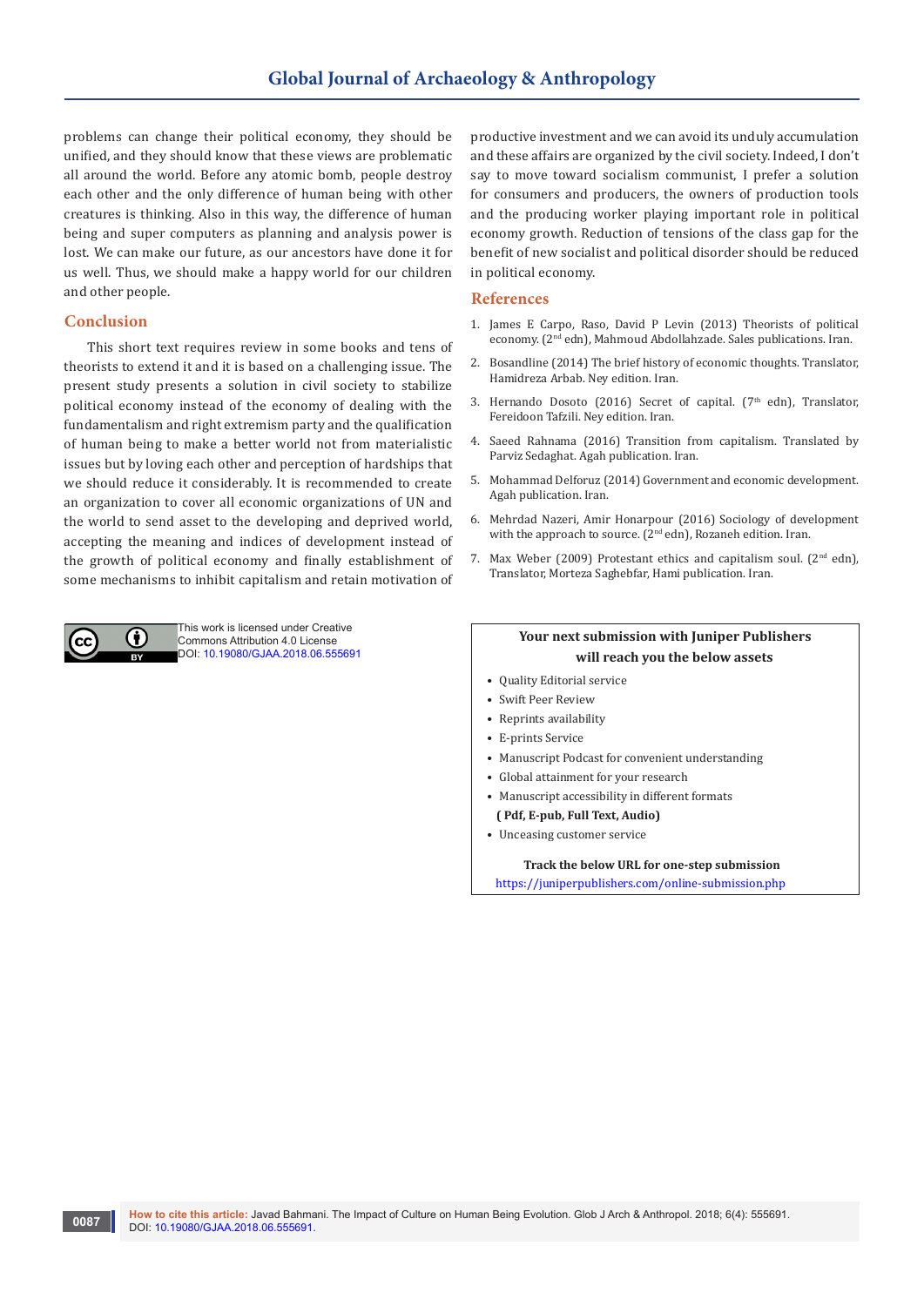problems can change their political economy, they should be unified, and they should know that these views are problematic all around the world. Before any atomic bomb, people destroy each other and the only difference of human being with other creatures is thinking. Also in this way, the difference of human being and super computers as planning and analysis power is lost. We can make our future, as our ancestors have done it for us well. Thus, we should make a happy world for our children and other people.

## Conclusion

This short text requires review in some books and tens of theorists to extend it and it is based on a challenging issue. The present study presents a solution in civil society to stabilize political economy instead of the economy of dealing with the fundamentalism and right extremism party and the qualification of human being to make a better world not from materialistic issues but by loving each other and perception of hardships that we should reduce it considerably. It is recommended to create an organization to cover all economic organizations of UN and the world to send asset to the developing and deprived world, accepting the meaning and indices of development instead of the growth of political economy and finally establishment of some mechanisms to inhibit capitalism and retain motivation of productive investment and we can avoid its unduly accumulation and these affairs are organized by the civil society. Indeed, I don't say to move toward socialism communist, I prefer a solution for consumers and producers, the owners of production tools and the producing worker playing important role in political economy growth. Reduction of tensions of the class gap for the benefit of new socialist and political disorder should be reduced in political economy.

## References

1. James E Carpo, Raso, David P Levin (2013) Theorists of political economy. (2nd edn), Mahmoud Abdollahzade. Sales publications. Iran.
2. Bosandline (2014) The brief history of economic thoughts. Translator, Hamidreza Arbab. Ney edition. Iran.
3. Hernando Dosoto (2016) Secret of capital. (7th edn), Translator, Fereidoon Tafzili. Ney edition. Iran.
4. Saeed Rahnama (2016) Transition from capitalism. Translated by Parviz Sedaghat. Agah publication. Iran.
5. Mohammad Delforuz (2014) Government and economic development. Agah publication. Iran.
6. Mehrdad Nazeri, Amir Honarpour (2016) Sociology of development with the approach to source. (2nd edn), Rozaneh edition. Iran.
7. Max Weber (2009) Protestant ethics and capitalism soul. (2nd edn), Translator, Morteza Saghebfar, Hami publication. Iran.

This work is licensed under Creative Commons Attribution 4.0 License
DOI: 10.19080/GJAA.2018.06.555691

**Your next submission with Juniper Publishers will reach you the below assets**

- Quality Editorial service
- Swift Peer Review
- Reprints availability
- E-prints Service
- Manuscript Podcast for convenient understanding
- Global attainment for your research
- Manuscript accessibility in different formats
  **( Pdf, E-pub, Full Text, Audio)**
- Unceasing customer service

**Track the below URL for one-step submission**
https://juniperpublishers.com/online-submission.php

**How to cite this article:** Javad Bahmani. The Impact of Culture on Human Being Evolution. Glob J Arch & Anthropol. 2018; 6(4): 555691. DOI: 10.19080/GJAA.2018.06.555691.